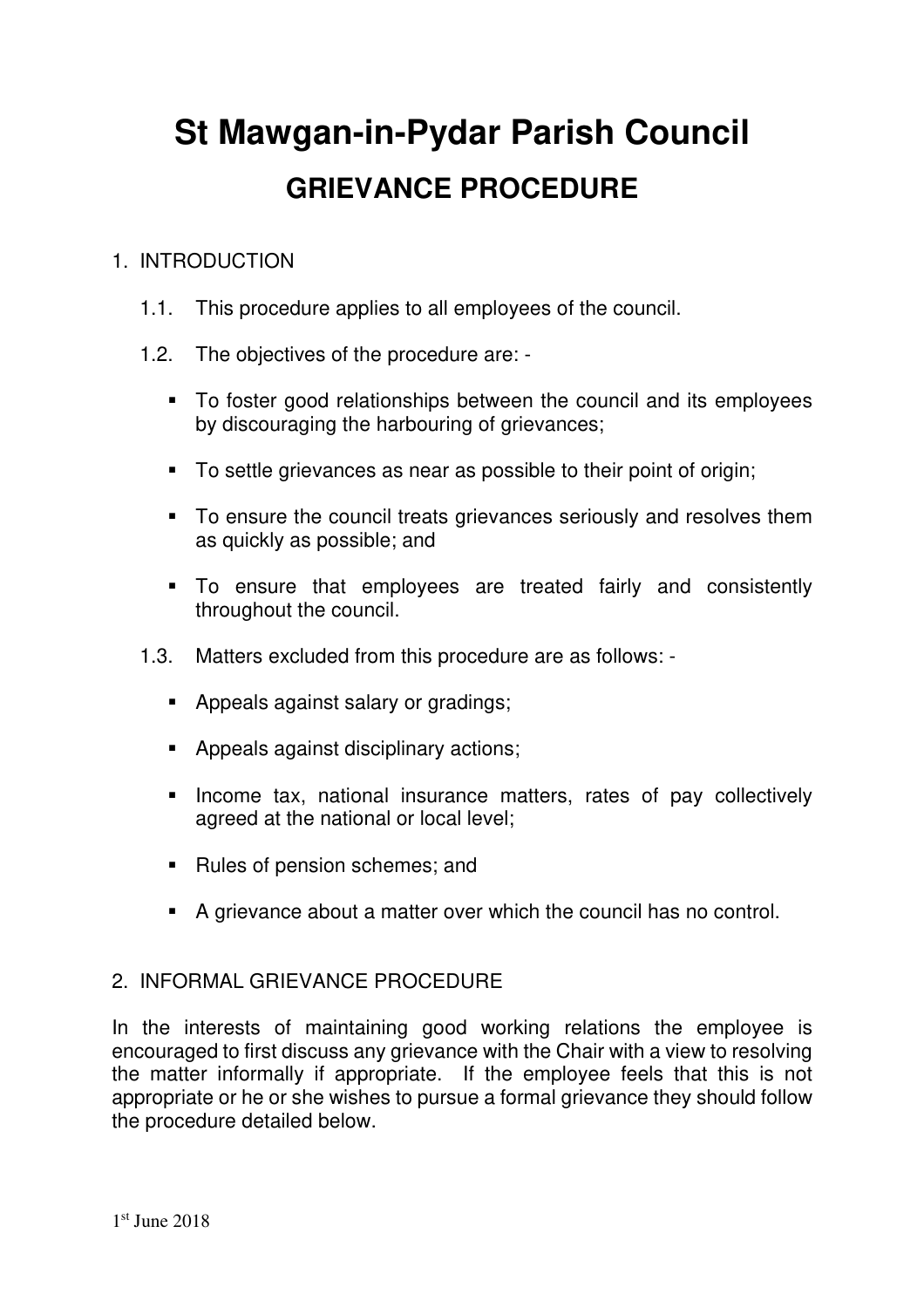# St Mawgan-in-Pydar Parish Council

## GRIEVANCE PROCEDURE

1. INTRODUCTION

   1.1. This procedure applies to all employees of the council.

   1.2. The objectives of the procedure are: -

   - To foster good relationships between the council and its employees by discouraging the harbouring of grievances;
   - To settle grievances as near as possible to their point of origin;
   - To ensure the council treats grievances seriously and resolves them as quickly as possible; and
   - To ensure that employees are treated fairly and consistently throughout the council.

   1.3. Matters excluded from this procedure are as follows: -

   - Appeals against salary or gradings;
   - Appeals against disciplinary actions;
   - Income tax, national insurance matters, rates of pay collectively agreed at the national or local level;
   - Rules of pension schemes; and
   - A grievance about a matter over which the council has no control.

2. INFORMAL GRIEVANCE PROCEDURE

In the interests of maintaining good working relations the employee is encouraged to first discuss any grievance with the Chair with a view to resolving the matter informally if appropriate. If the employee feels that this is not appropriate or he or she wishes to pursue a formal grievance they should follow the procedure detailed below.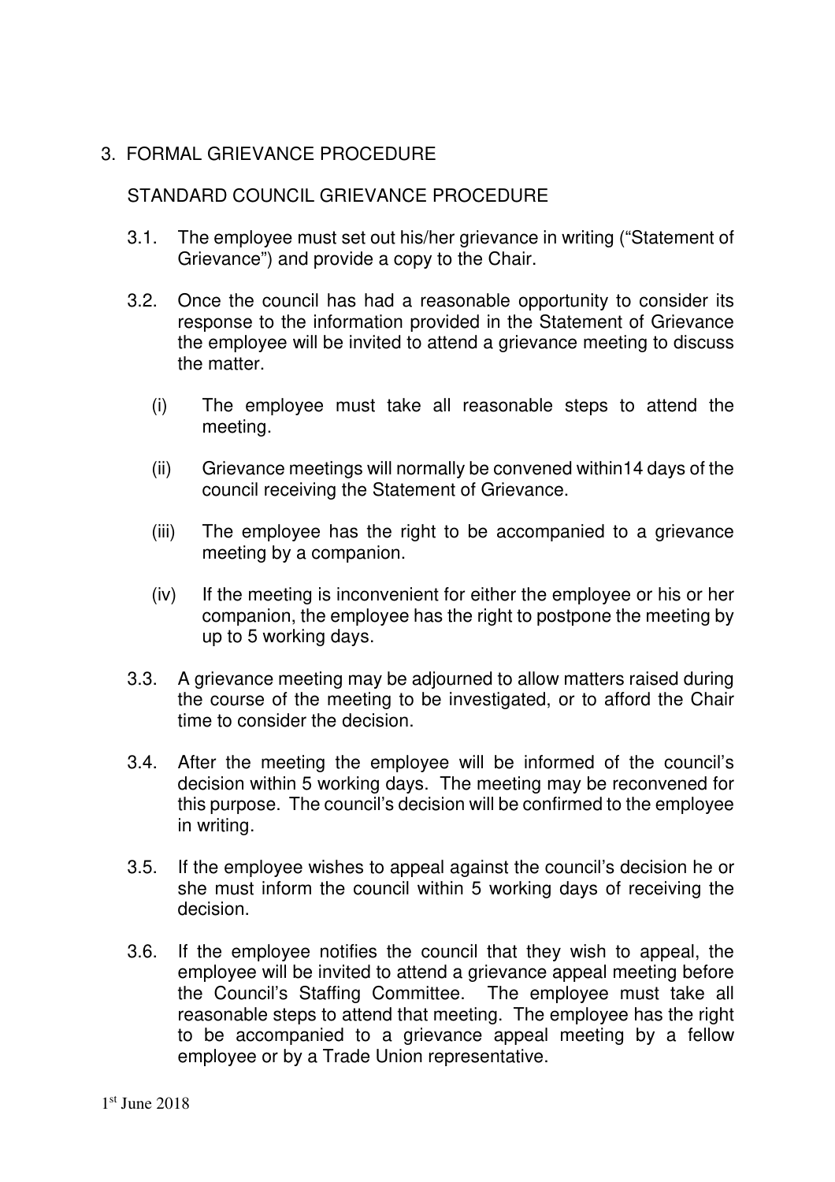## 3. FORMAL GRIEVANCE PROCEDURE

### STANDARD COUNCIL GRIEVANCE PROCEDURE

3.1. The employee must set out his/her grievance in writing ("Statement of Grievance") and provide a copy to the Chair.

3.2. Once the council has had a reasonable opportunity to consider its response to the information provided in the Statement of Grievance the employee will be invited to attend a grievance meeting to discuss the matter.

- (i) The employee must take all reasonable steps to attend the meeting.
- (ii) Grievance meetings will normally be convened within14 days of the council receiving the Statement of Grievance.
- (iii) The employee has the right to be accompanied to a grievance meeting by a companion.
- (iv) If the meeting is inconvenient for either the employee or his or her companion, the employee has the right to postpone the meeting by up to 5 working days.

3.3. A grievance meeting may be adjourned to allow matters raised during the course of the meeting to be investigated, or to afford the Chair time to consider the decision.

3.4. After the meeting the employee will be informed of the council's decision within 5 working days. The meeting may be reconvened for this purpose. The council's decision will be confirmed to the employee in writing.

3.5. If the employee wishes to appeal against the council's decision he or she must inform the council within 5 working days of receiving the decision.

3.6. If the employee notifies the council that they wish to appeal, the employee will be invited to attend a grievance appeal meeting before the Council's Staffing Committee. The employee must take all reasonable steps to attend that meeting. The employee has the right to be accompanied to a grievance appeal meeting by a fellow employee or by a Trade Union representative.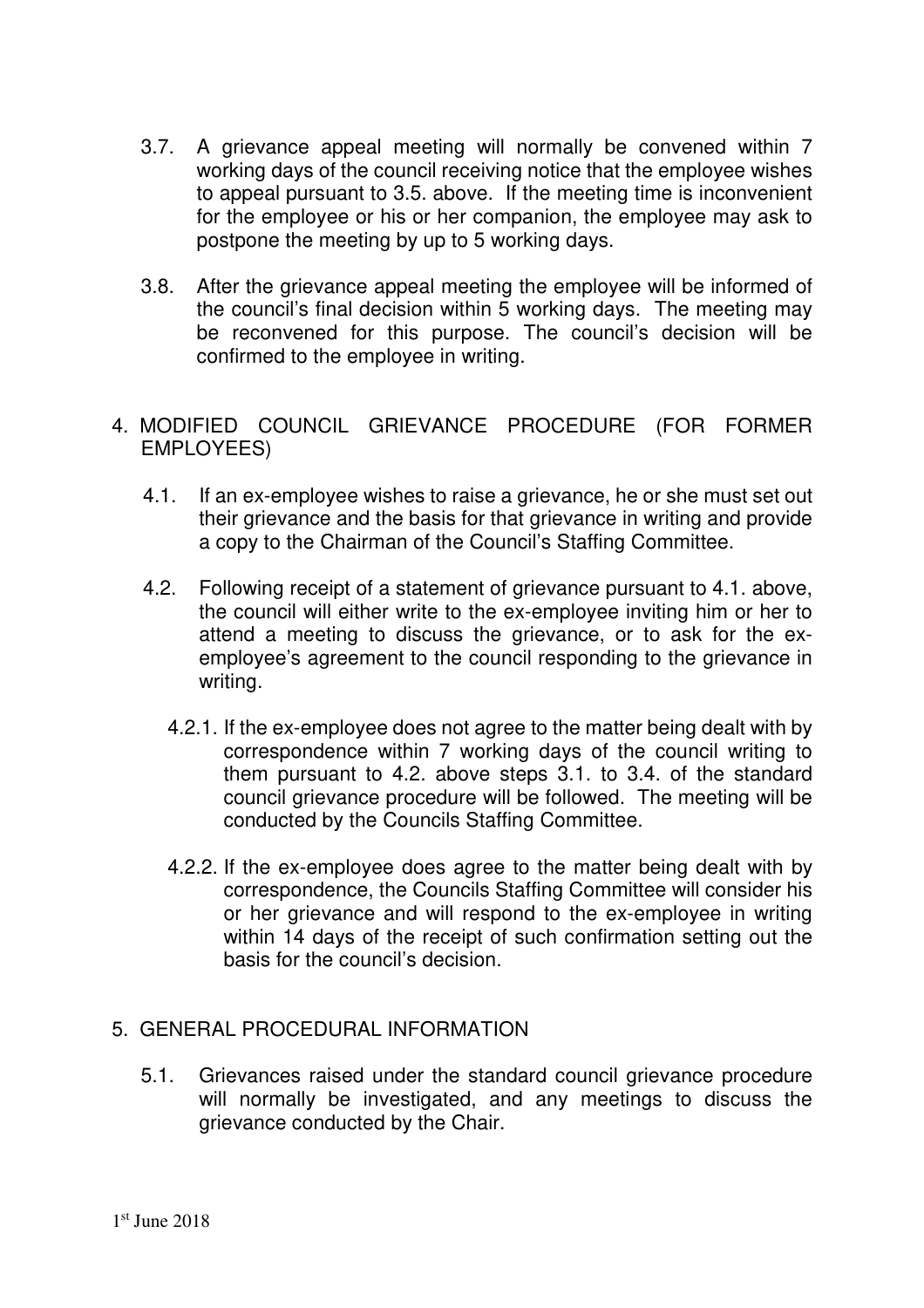3.7. A grievance appeal meeting will normally be convened within 7 working days of the council receiving notice that the employee wishes to appeal pursuant to 3.5. above. If the meeting time is inconvenient for the employee or his or her companion, the employee may ask to postpone the meeting by up to 5 working days.

3.8. After the grievance appeal meeting the employee will be informed of the council's final decision within 5 working days. The meeting may be reconvened for this purpose. The council's decision will be confirmed to the employee in writing.

## 4. MODIFIED COUNCIL GRIEVANCE PROCEDURE (FOR FORMER EMPLOYEES)

4.1. If an ex-employee wishes to raise a grievance, he or she must set out their grievance and the basis for that grievance in writing and provide a copy to the Chairman of the Council's Staffing Committee.

4.2. Following receipt of a statement of grievance pursuant to 4.1. above, the council will either write to the ex-employee inviting him or her to attend a meeting to discuss the grievance, or to ask for the ex-employee's agreement to the council responding to the grievance in writing.

4.2.1. If the ex-employee does not agree to the matter being dealt with by correspondence within 7 working days of the council writing to them pursuant to 4.2. above steps 3.1. to 3.4. of the standard council grievance procedure will be followed. The meeting will be conducted by the Councils Staffing Committee.

4.2.2. If the ex-employee does agree to the matter being dealt with by correspondence, the Councils Staffing Committee will consider his or her grievance and will respond to the ex-employee in writing within 14 days of the receipt of such confirmation setting out the basis for the council's decision.

## 5. GENERAL PROCEDURAL INFORMATION

5.1. Grievances raised under the standard council grievance procedure will normally be investigated, and any meetings to discuss the grievance conducted by the Chair.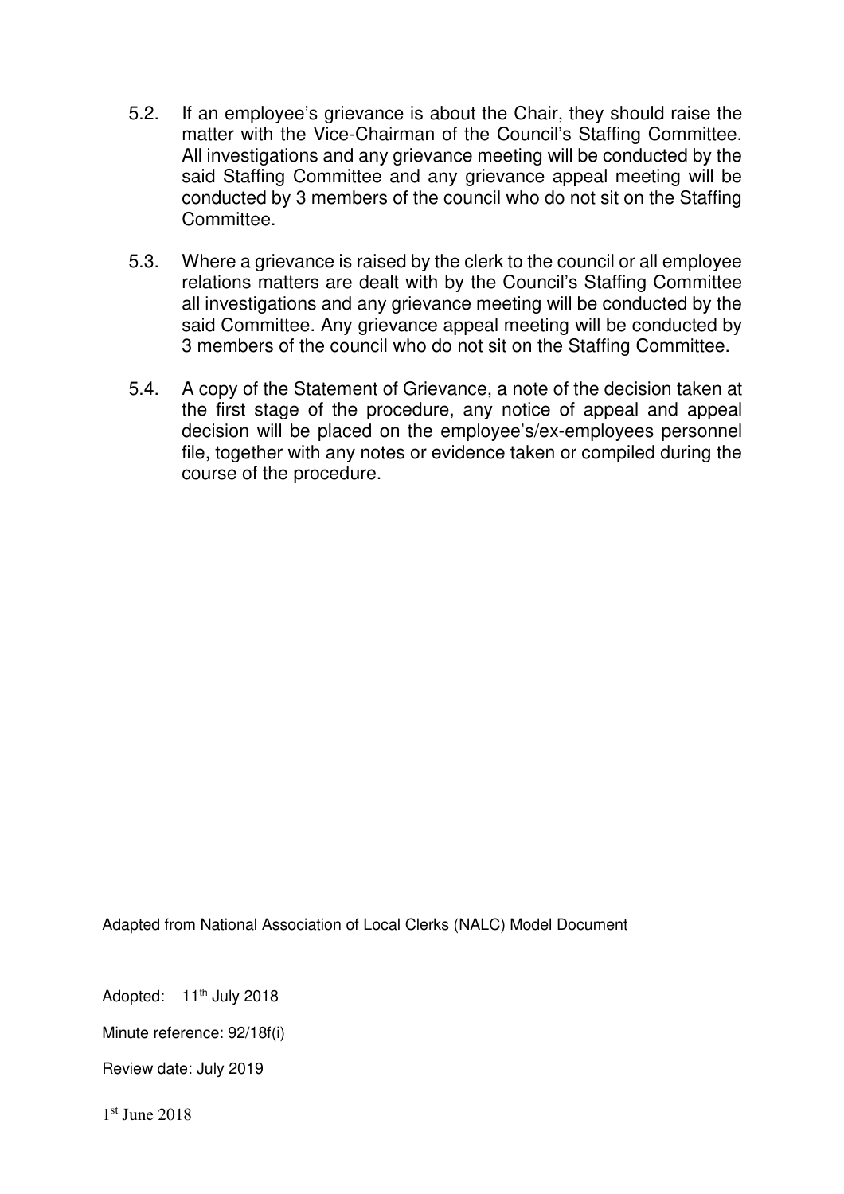5.2. If an employee's grievance is about the Chair, they should raise the matter with the Vice-Chairman of the Council's Staffing Committee. All investigations and any grievance meeting will be conducted by the said Staffing Committee and any grievance appeal meeting will be conducted by 3 members of the council who do not sit on the Staffing Committee.

5.3. Where a grievance is raised by the clerk to the council or all employee relations matters are dealt with by the Council's Staffing Committee all investigations and any grievance meeting will be conducted by the said Committee. Any grievance appeal meeting will be conducted by 3 members of the council who do not sit on the Staffing Committee.

5.4. A copy of the Statement of Grievance, a note of the decision taken at the first stage of the procedure, any notice of appeal and appeal decision will be placed on the employee's/ex-employees personnel file, together with any notes or evidence taken or compiled during the course of the procedure.

Adapted from National Association of Local Clerks (NALC) Model Document

Adopted: 11th July 2018

Minute reference: 92/18f(i)

Review date: July 2019

1st June 2018